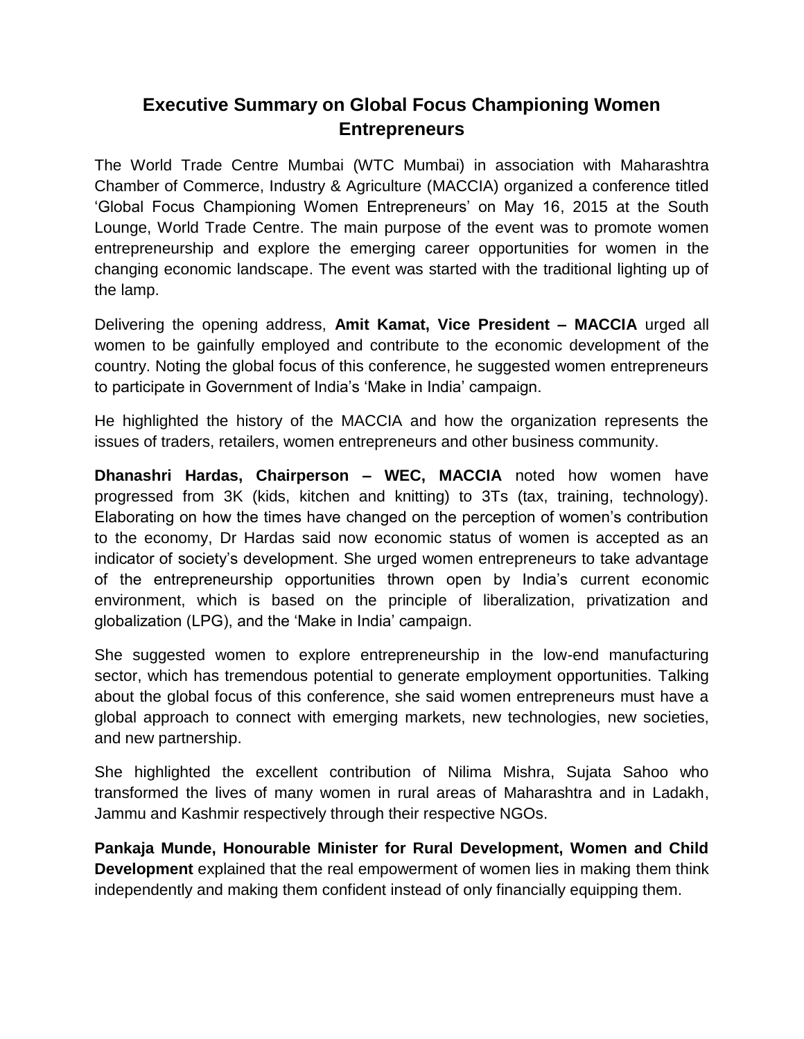# Executive Summary on Global Focus Championing Women Entrepreneurs

The World Trade Centre Mumbai (WTC Mumbai) in association with Maharashtra Chamber of Commerce, Industry & Agriculture (MACCIA) organized a conference titled 'Global Focus Championing Women Entrepreneurs' on May 16, 2015 at the South Lounge, World Trade Centre. The main purpose of the event was to promote women entrepreneurship and explore the emerging career opportunities for women in the changing economic landscape. The event was started with the traditional lighting up of the lamp.

Delivering the opening address, **Amit Kamat, Vice President – MACCIA** urged all women to be gainfully employed and contribute to the economic development of the country. Noting the global focus of this conference, he suggested women entrepreneurs to participate in Government of India's 'Make in India' campaign.

He highlighted the history of the MACCIA and how the organization represents the issues of traders, retailers, women entrepreneurs and other business community.

**Dhanashri Hardas, Chairperson – WEC, MACCIA** noted how women have progressed from 3K (kids, kitchen and knitting) to 3Ts (tax, training, technology). Elaborating on how the times have changed on the perception of women's contribution to the economy, Dr Hardas said now economic status of women is accepted as an indicator of society's development. She urged women entrepreneurs to take advantage of the entrepreneurship opportunities thrown open by India's current economic environment, which is based on the principle of liberalization, privatization and globalization (LPG), and the 'Make in India' campaign.

She suggested women to explore entrepreneurship in the low-end manufacturing sector, which has tremendous potential to generate employment opportunities. Talking about the global focus of this conference, she said women entrepreneurs must have a global approach to connect with emerging markets, new technologies, new societies, and new partnership.

She highlighted the excellent contribution of Nilima Mishra, Sujata Sahoo who transformed the lives of many women in rural areas of Maharashtra and in Ladakh, Jammu and Kashmir respectively through their respective NGOs.

**Pankaja Munde, Honourable Minister for Rural Development, Women and Child Development** explained that the real empowerment of women lies in making them think independently and making them confident instead of only financially equipping them.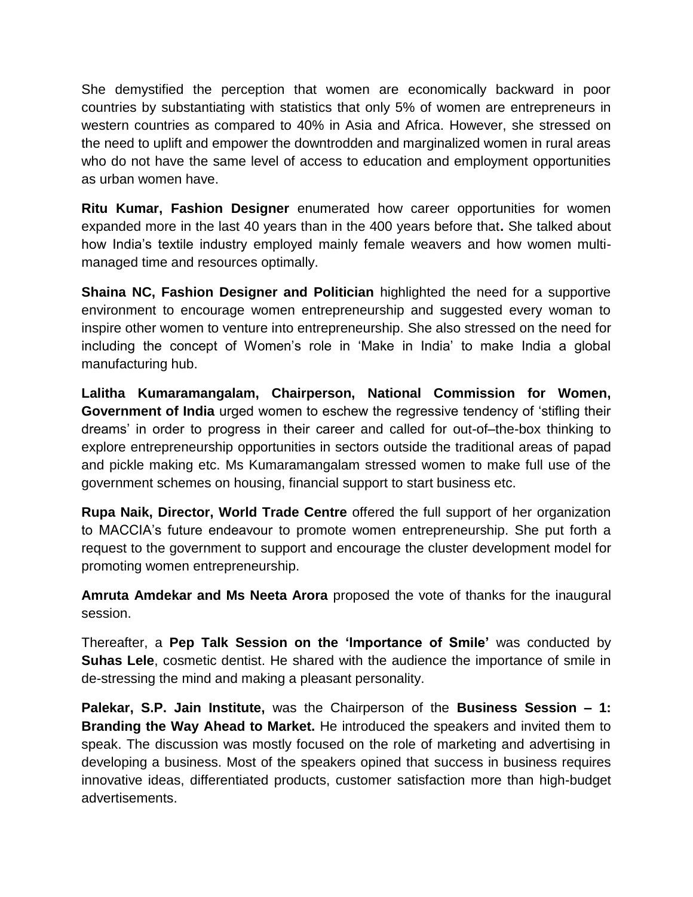She demystified the perception that women are economically backward in poor countries by substantiating with statistics that only 5% of women are entrepreneurs in western countries as compared to 40% in Asia and Africa. However, she stressed on the need to uplift and empower the downtrodden and marginalized women in rural areas who do not have the same level of access to education and employment opportunities as urban women have.

**Ritu Kumar, Fashion Designer** enumerated how career opportunities for women expanded more in the last 40 years than in the 400 years before that**.** She talked about how India's textile industry employed mainly female weavers and how women multi-managed time and resources optimally.

**Shaina NC, Fashion Designer and Politician** highlighted the need for a supportive environment to encourage women entrepreneurship and suggested every woman to inspire other women to venture into entrepreneurship. She also stressed on the need for including the concept of Women's role in 'Make in India' to make India a global manufacturing hub.

**Lalitha Kumaramangalam, Chairperson, National Commission for Women, Government of India** urged women to eschew the regressive tendency of 'stifling their dreams' in order to progress in their career and called for out-of–the-box thinking to explore entrepreneurship opportunities in sectors outside the traditional areas of papad and pickle making etc. Ms Kumaramangalam stressed women to make full use of the government schemes on housing, financial support to start business etc.

**Rupa Naik, Director, World Trade Centre** offered the full support of her organization to MACCIA's future endeavour to promote women entrepreneurship. She put forth a request to the government to support and encourage the cluster development model for promoting women entrepreneurship.

**Amruta Amdekar and Ms Neeta Arora** proposed the vote of thanks for the inaugural session.

Thereafter, a **Pep Talk Session on the 'Importance of Smile'** was conducted by **Suhas Lele**, cosmetic dentist. He shared with the audience the importance of smile in de-stressing the mind and making a pleasant personality.

**Palekar, S.P. Jain Institute,** was the Chairperson of the **Business Session – 1: Branding the Way Ahead to Market.** He introduced the speakers and invited them to speak. The discussion was mostly focused on the role of marketing and advertising in developing a business. Most of the speakers opined that success in business requires innovative ideas, differentiated products, customer satisfaction more than high-budget advertisements.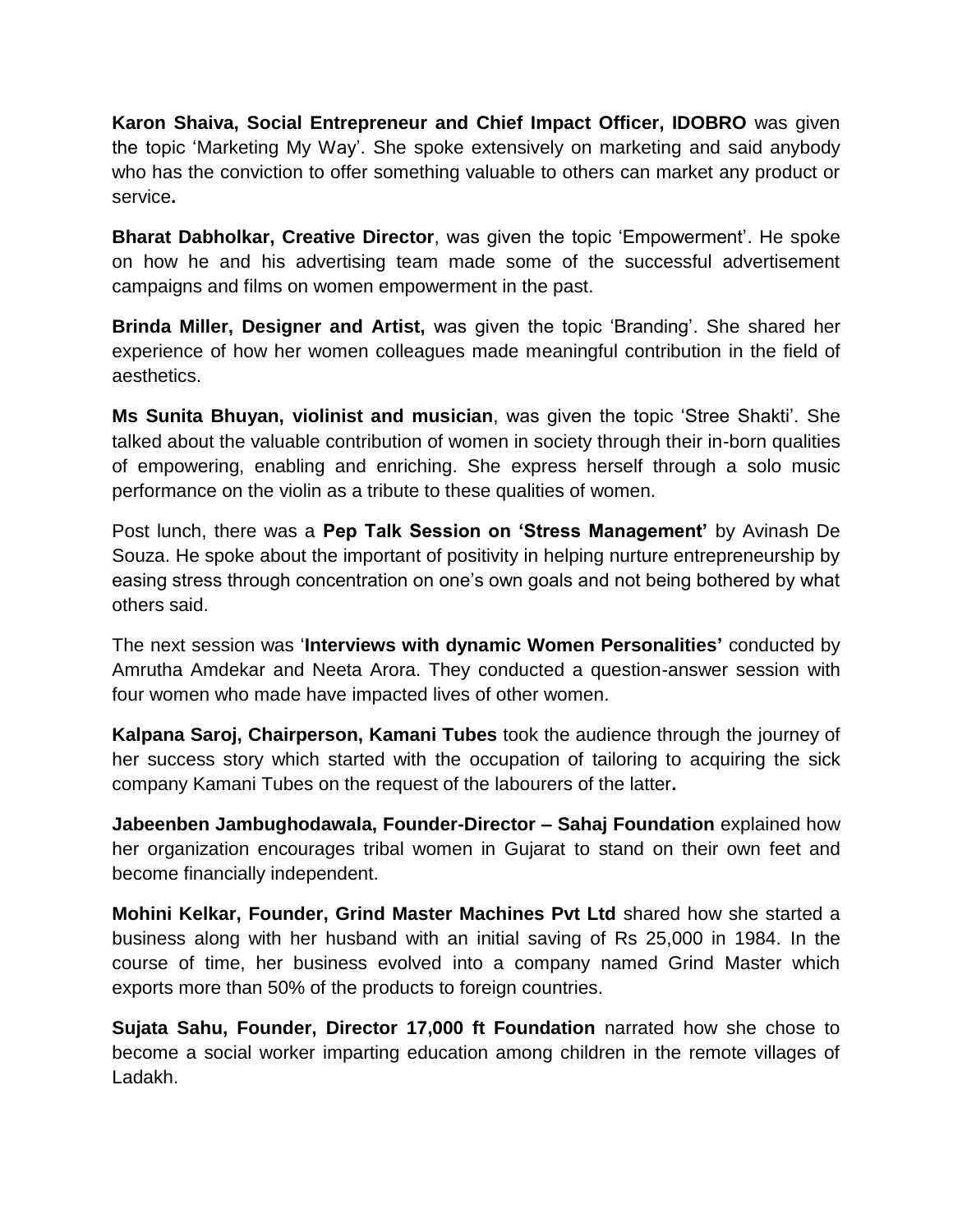**Karon Shaiva, Social Entrepreneur and Chief Impact Officer, IDOBRO** was given the topic 'Marketing My Way'. She spoke extensively on marketing and said anybody who has the conviction to offer something valuable to others can market any product or service**.**

**Bharat Dabholkar, Creative Director**, was given the topic 'Empowerment'. He spoke on how he and his advertising team made some of the successful advertisement campaigns and films on women empowerment in the past.

**Brinda Miller, Designer and Artist,** was given the topic 'Branding'. She shared her experience of how her women colleagues made meaningful contribution in the field of aesthetics.

**Ms Sunita Bhuyan, violinist and musician**, was given the topic 'Stree Shakti'. She talked about the valuable contribution of women in society through their in-born qualities of empowering, enabling and enriching. She express herself through a solo music performance on the violin as a tribute to these qualities of women.

Post lunch, there was a **Pep Talk Session on 'Stress Management'** by Avinash De Souza. He spoke about the important of positivity in helping nurture entrepreneurship by easing stress through concentration on one's own goals and not being bothered by what others said.

The next session was '**Interviews with dynamic Women Personalities'** conducted by Amrutha Amdekar and Neeta Arora. They conducted a question-answer session with four women who made have impacted lives of other women.

**Kalpana Saroj, Chairperson, Kamani Tubes** took the audience through the journey of her success story which started with the occupation of tailoring to acquiring the sick company Kamani Tubes on the request of the labourers of the latter**.**

**Jabeenben Jambughodawala, Founder-Director – Sahaj Foundation** explained how her organization encourages tribal women in Gujarat to stand on their own feet and become financially independent.

**Mohini Kelkar, Founder, Grind Master Machines Pvt Ltd** shared how she started a business along with her husband with an initial saving of Rs 25,000 in 1984. In the course of time, her business evolved into a company named Grind Master which exports more than 50% of the products to foreign countries.

**Sujata Sahu, Founder, Director 17,000 ft Foundation** narrated how she chose to become a social worker imparting education among children in the remote villages of Ladakh.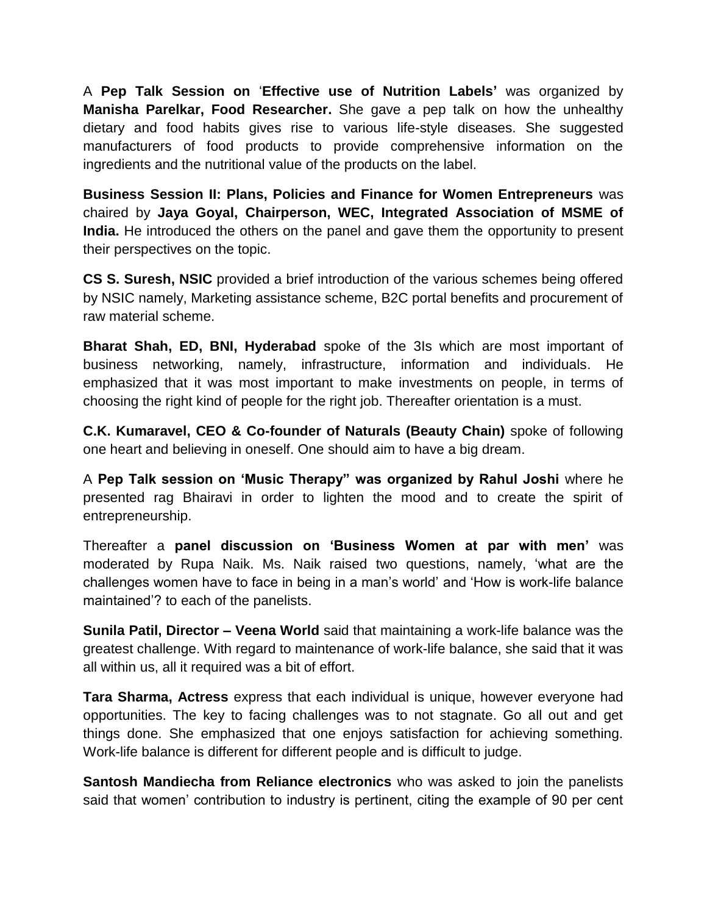A **Pep Talk Session on** '**Effective use of Nutrition Labels'** was organized by **Manisha Parelkar, Food Researcher.** She gave a pep talk on how the unhealthy dietary and food habits gives rise to various life-style diseases. She suggested manufacturers of food products to provide comprehensive information on the ingredients and the nutritional value of the products on the label.

**Business Session II: Plans, Policies and Finance for Women Entrepreneurs** was chaired by **Jaya Goyal, Chairperson, WEC, Integrated Association of MSME of India.** He introduced the others on the panel and gave them the opportunity to present their perspectives on the topic.

**CS S. Suresh, NSIC** provided a brief introduction of the various schemes being offered by NSIC namely, Marketing assistance scheme, B2C portal benefits and procurement of raw material scheme.

**Bharat Shah, ED, BNI, Hyderabad** spoke of the 3Is which are most important of business networking, namely, infrastructure, information and individuals. He emphasized that it was most important to make investments on people, in terms of choosing the right kind of people for the right job. Thereafter orientation is a must.

**C.K. Kumaravel, CEO & Co-founder of Naturals (Beauty Chain)** spoke of following one heart and believing in oneself. One should aim to have a big dream.

A **Pep Talk session on 'Music Therapy" was organized by Rahul Joshi** where he presented rag Bhairavi in order to lighten the mood and to create the spirit of entrepreneurship.

Thereafter a **panel discussion on 'Business Women at par with men'** was moderated by Rupa Naik. Ms. Naik raised two questions, namely, 'what are the challenges women have to face in being in a man's world' and 'How is work-life balance maintained'? to each of the panelists.

**Sunila Patil, Director – Veena World** said that maintaining a work-life balance was the greatest challenge. With regard to maintenance of work-life balance, she said that it was all within us, all it required was a bit of effort.

**Tara Sharma, Actress** express that each individual is unique, however everyone had opportunities. The key to facing challenges was to not stagnate. Go all out and get things done. She emphasized that one enjoys satisfaction for achieving something. Work-life balance is different for different people and is difficult to judge.

**Santosh Mandiecha from Reliance electronics** who was asked to join the panelists said that women' contribution to industry is pertinent, citing the example of 90 per cent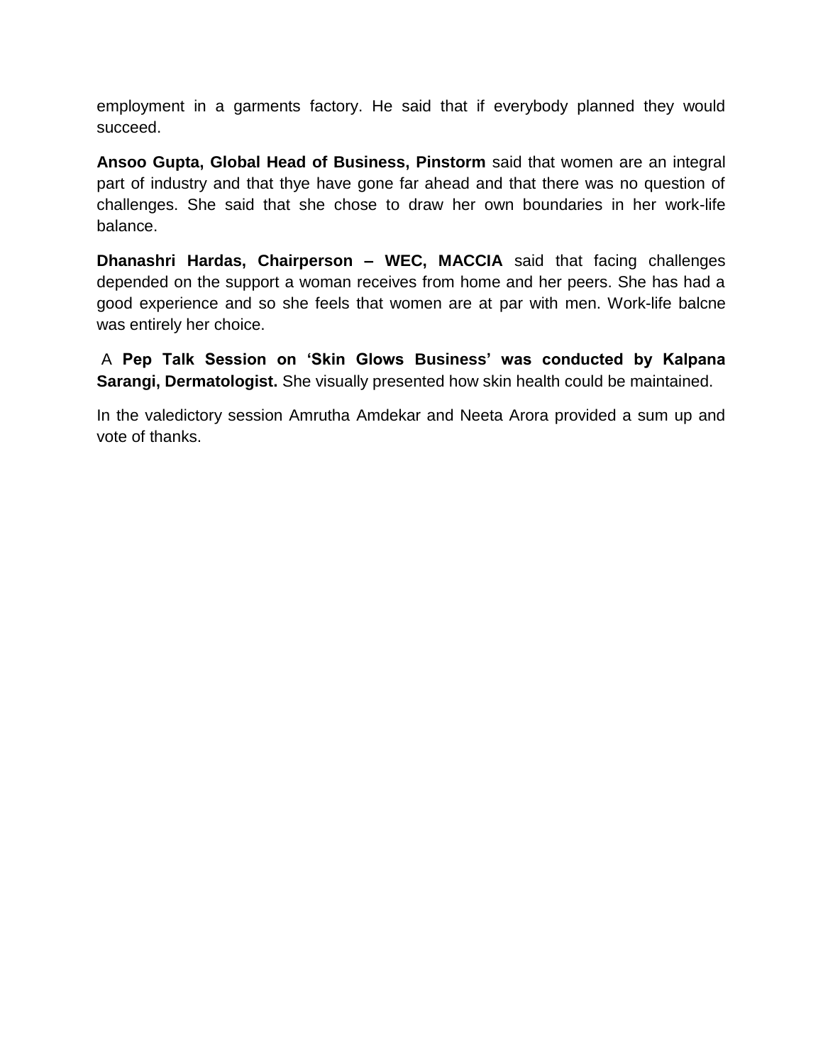employment in a garments factory. He said that if everybody planned they would succeed.

**Ansoo Gupta, Global Head of Business, Pinstorm** said that women are an integral part of industry and that thye have gone far ahead and that there was no question of challenges. She said that she chose to draw her own boundaries in her work-life balance.

**Dhanashri Hardas, Chairperson – WEC, MACCIA** said that facing challenges depended on the support a woman receives from home and her peers. She has had a good experience and so she feels that women are at par with men. Work-life balcne was entirely her choice.

A **Pep Talk Session on 'Skin Glows Business' was conducted by Kalpana Sarangi, Dermatologist.** She visually presented how skin health could be maintained.

In the valedictory session Amrutha Amdekar and Neeta Arora provided a sum up and vote of thanks.